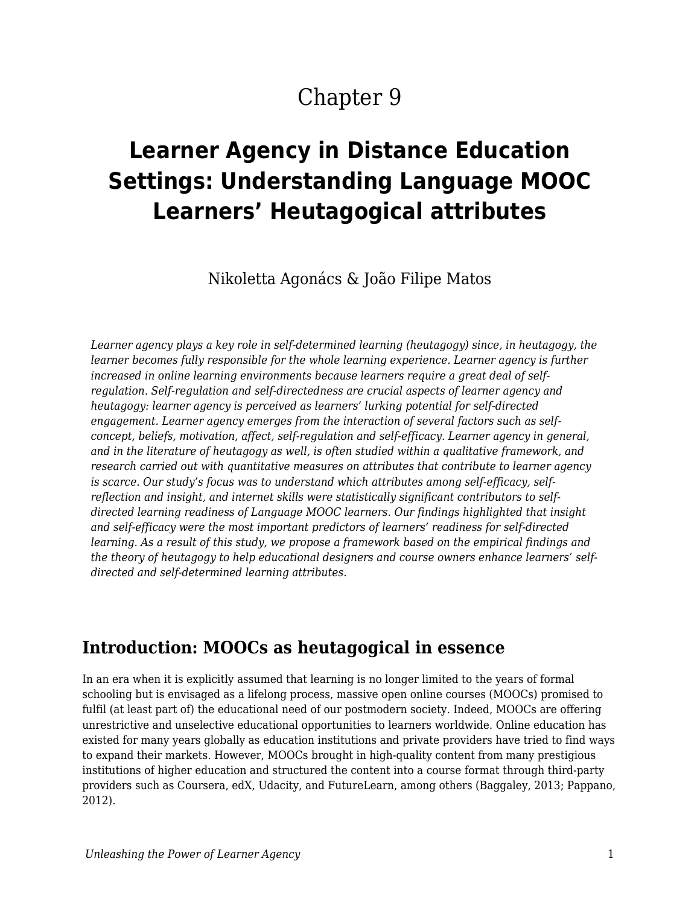# Chapter 9

# Learner Agency in Distance Education Settings: Understanding Language MOOC Learners' Heutagogical attributes

Nikoletta Agonács & João Filipe Matos

*Learner agency plays a key role in self-determined learning (heutagogy) since, in heutagogy, the learner becomes fully responsible for the whole learning experience. Learner agency is further increased in online learning environments because learners require a great deal of self-regulation. Self-regulation and self-directedness are crucial aspects of learner agency and heutagogy: learner agency is perceived as learners' lurking potential for self-directed engagement. Learner agency emerges from the interaction of several factors such as self-concept, beliefs, motivation, affect, self-regulation and self-efficacy. Learner agency in general, and in the literature of heutagogy as well, is often studied within a qualitative framework, and research carried out with quantitative measures on attributes that contribute to learner agency is scarce. Our study's focus was to understand which attributes among self-efficacy, self-reflection and insight, and internet skills were statistically significant contributors to self-directed learning readiness of Language MOOC learners. Our findings highlighted that insight and self-efficacy were the most important predictors of learners' readiness for self-directed learning. As a result of this study, we propose a framework based on the empirical findings and the theory of heutagogy to help educational designers and course owners enhance learners' self-directed and self-determined learning attributes.*

## Introduction: MOOCs as heutagogical in essence

In an era when it is explicitly assumed that learning is no longer limited to the years of formal schooling but is envisaged as a lifelong process, massive open online courses (MOOCs) promised to fulfil (at least part of) the educational need of our postmodern society. Indeed, MOOCs are offering unrestrictive and unselective educational opportunities to learners worldwide. Online education has existed for many years globally as education institutions and private providers have tried to find ways to expand their markets. However, MOOCs brought in high-quality content from many prestigious institutions of higher education and structured the content into a course format through third-party providers such as Coursera, edX, Udacity, and FutureLearn, among others (Baggaley, 2013; Pappano, 2012).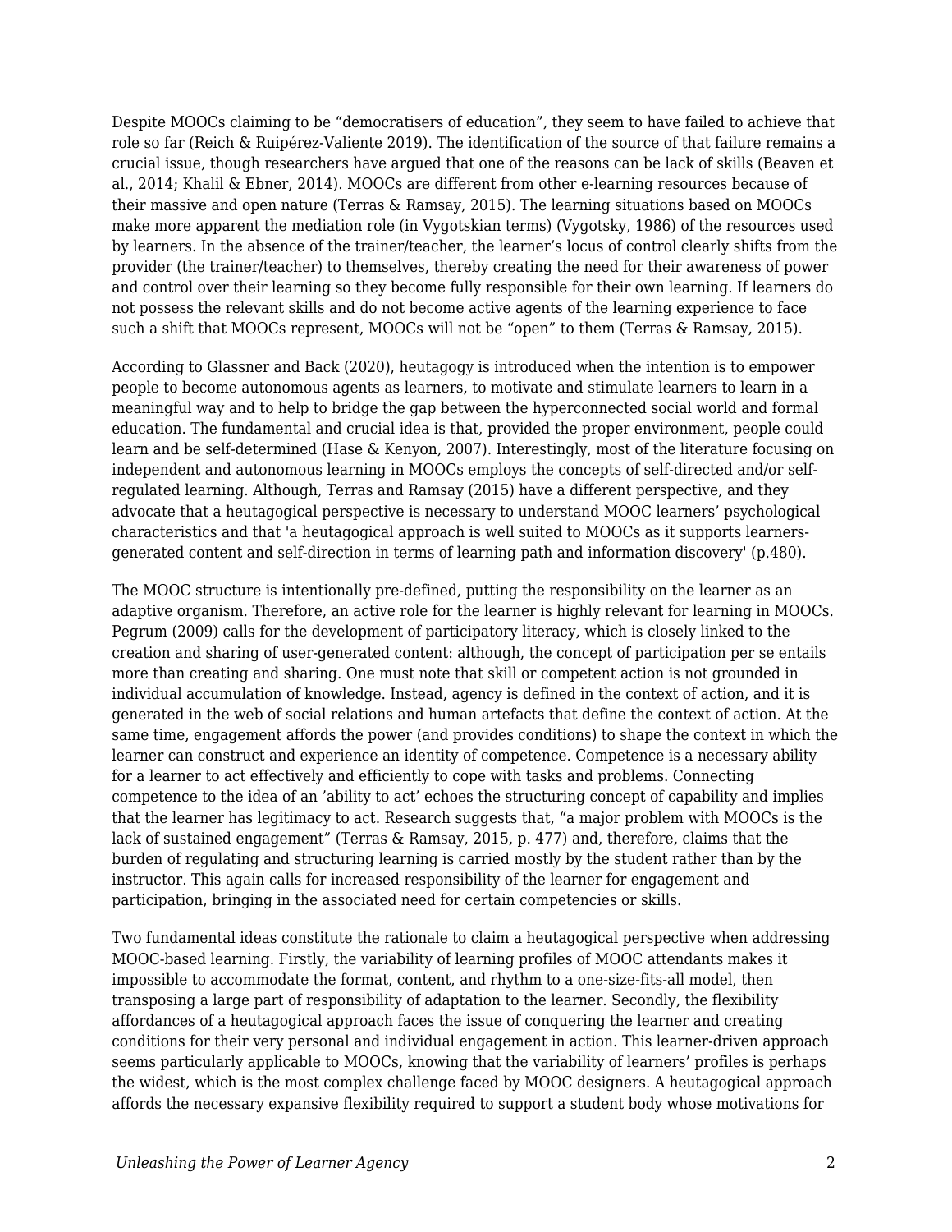Despite MOOCs claiming to be "democratisers of education", they seem to have failed to achieve that role so far (Reich & Ruipérez-Valiente 2019). The identification of the source of that failure remains a crucial issue, though researchers have argued that one of the reasons can be lack of skills (Beaven et al., 2014; Khalil & Ebner, 2014). MOOCs are different from other e-learning resources because of their massive and open nature (Terras & Ramsay, 2015). The learning situations based on MOOCs make more apparent the mediation role (in Vygotskian terms) (Vygotsky, 1986) of the resources used by learners. In the absence of the trainer/teacher, the learner's locus of control clearly shifts from the provider (the trainer/teacher) to themselves, thereby creating the need for their awareness of power and control over their learning so they become fully responsible for their own learning. If learners do not possess the relevant skills and do not become active agents of the learning experience to face such a shift that MOOCs represent, MOOCs will not be "open" to them (Terras & Ramsay, 2015).

According to Glassner and Back (2020), heutagogy is introduced when the intention is to empower people to become autonomous agents as learners, to motivate and stimulate learners to learn in a meaningful way and to help to bridge the gap between the hyperconnected social world and formal education. The fundamental and crucial idea is that, provided the proper environment, people could learn and be self-determined (Hase & Kenyon, 2007). Interestingly, most of the literature focusing on independent and autonomous learning in MOOCs employs the concepts of self-directed and/or self-regulated learning. Although, Terras and Ramsay (2015) have a different perspective, and they advocate that a heutagogical perspective is necessary to understand MOOC learners' psychological characteristics and that 'a heutagogical approach is well suited to MOOCs as it supports learners-generated content and self-direction in terms of learning path and information discovery' (p.480).

The MOOC structure is intentionally pre-defined, putting the responsibility on the learner as an adaptive organism. Therefore, an active role for the learner is highly relevant for learning in MOOCs. Pegrum (2009) calls for the development of participatory literacy, which is closely linked to the creation and sharing of user-generated content: although, the concept of participation per se entails more than creating and sharing. One must note that skill or competent action is not grounded in individual accumulation of knowledge. Instead, agency is defined in the context of action, and it is generated in the web of social relations and human artefacts that define the context of action. At the same time, engagement affords the power (and provides conditions) to shape the context in which the learner can construct and experience an identity of competence. Competence is a necessary ability for a learner to act effectively and efficiently to cope with tasks and problems. Connecting competence to the idea of an 'ability to act' echoes the structuring concept of capability and implies that the learner has legitimacy to act. Research suggests that, "a major problem with MOOCs is the lack of sustained engagement" (Terras & Ramsay, 2015, p. 477) and, therefore, claims that the burden of regulating and structuring learning is carried mostly by the student rather than by the instructor. This again calls for increased responsibility of the learner for engagement and participation, bringing in the associated need for certain competencies or skills.

Two fundamental ideas constitute the rationale to claim a heutagogical perspective when addressing MOOC-based learning. Firstly, the variability of learning profiles of MOOC attendants makes it impossible to accommodate the format, content, and rhythm to a one-size-fits-all model, then transposing a large part of responsibility of adaptation to the learner. Secondly, the flexibility affordances of a heutagogical approach faces the issue of conquering the learner and creating conditions for their very personal and individual engagement in action. This learner-driven approach seems particularly applicable to MOOCs, knowing that the variability of learners' profiles is perhaps the widest, which is the most complex challenge faced by MOOC designers. A heutagogical approach affords the necessary expansive flexibility required to support a student body whose motivations for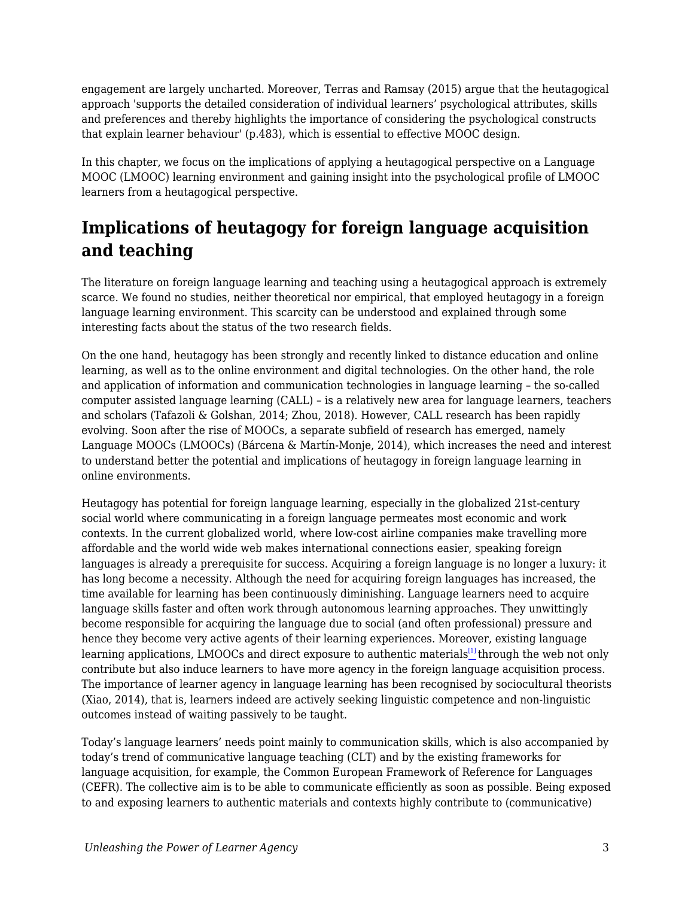engagement are largely uncharted. Moreover, Terras and Ramsay (2015) argue that the heutagogical approach 'supports the detailed consideration of individual learners' psychological attributes, skills and preferences and thereby highlights the importance of considering the psychological constructs that explain learner behaviour' (p.483), which is essential to effective MOOC design.

In this chapter, we focus on the implications of applying a heutagogical perspective on a Language MOOC (LMOOC) learning environment and gaining insight into the psychological profile of LMOOC learners from a heutagogical perspective.

## Implications of heutagogy for foreign language acquisition and teaching

The literature on foreign language learning and teaching using a heutagogical approach is extremely scarce. We found no studies, neither theoretical nor empirical, that employed heutagogy in a foreign language learning environment. This scarcity can be understood and explained through some interesting facts about the status of the two research fields.

On the one hand, heutagogy has been strongly and recently linked to distance education and online learning, as well as to the online environment and digital technologies. On the other hand, the role and application of information and communication technologies in language learning – the so-called computer assisted language learning (CALL) – is a relatively new area for language learners, teachers and scholars (Tafazoli & Golshan, 2014; Zhou, 2018). However, CALL research has been rapidly evolving. Soon after the rise of MOOCs, a separate subfield of research has emerged, namely Language MOOCs (LMOOCs) (Bárcena & Martín-Monje, 2014), which increases the need and interest to understand better the potential and implications of heutagogy in foreign language learning in online environments.

Heutagogy has potential for foreign language learning, especially in the globalized 21st-century social world where communicating in a foreign language permeates most economic and work contexts. In the current globalized world, where low-cost airline companies make travelling more affordable and the world wide web makes international connections easier, speaking foreign languages is already a prerequisite for success. Acquiring a foreign language is no longer a luxury: it has long become a necessity. Although the need for acquiring foreign languages has increased, the time available for learning has been continuously diminishing. Language learners need to acquire language skills faster and often work through autonomous learning approaches. They unwittingly become responsible for acquiring the language due to social (and often professional) pressure and hence they become very active agents of their learning experiences. Moreover, existing language learning applications, LMOOCs and direct exposure to authentic materials[1] through the web not only contribute but also induce learners to have more agency in the foreign language acquisition process. The importance of learner agency in language learning has been recognised by sociocultural theorists (Xiao, 2014), that is, learners indeed are actively seeking linguistic competence and non-linguistic outcomes instead of waiting passively to be taught.

Today's language learners' needs point mainly to communication skills, which is also accompanied by today's trend of communicative language teaching (CLT) and by the existing frameworks for language acquisition, for example, the Common European Framework of Reference for Languages (CEFR). The collective aim is to be able to communicate efficiently as soon as possible. Being exposed to and exposing learners to authentic materials and contexts highly contribute to (communicative)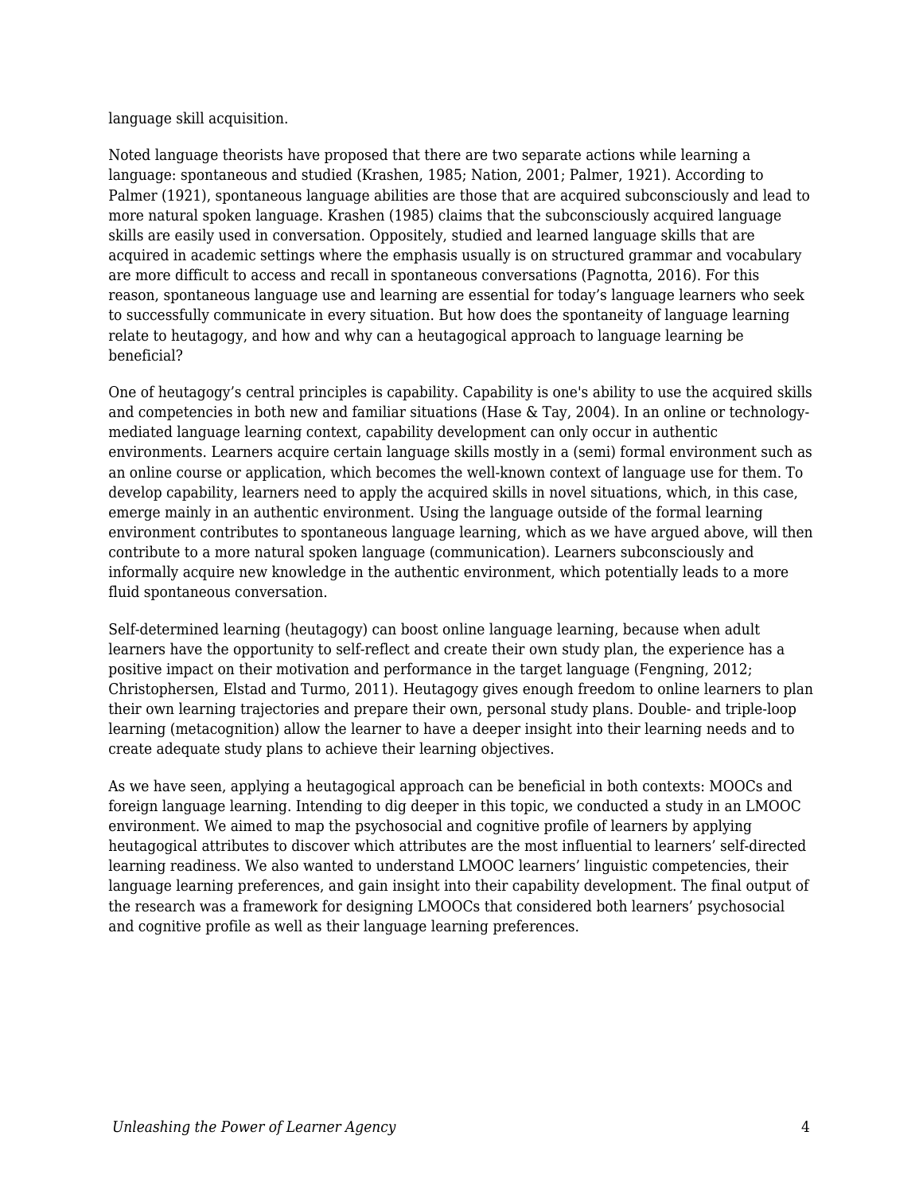language skill acquisition.

Noted language theorists have proposed that there are two separate actions while learning a language: spontaneous and studied (Krashen, 1985; Nation, 2001; Palmer, 1921). According to Palmer (1921), spontaneous language abilities are those that are acquired subconsciously and lead to more natural spoken language. Krashen (1985) claims that the subconsciously acquired language skills are easily used in conversation. Oppositely, studied and learned language skills that are acquired in academic settings where the emphasis usually is on structured grammar and vocabulary are more difficult to access and recall in spontaneous conversations (Pagnotta, 2016). For this reason, spontaneous language use and learning are essential for today's language learners who seek to successfully communicate in every situation. But how does the spontaneity of language learning relate to heutagogy, and how and why can a heutagogical approach to language learning be beneficial?

One of heutagogy's central principles is capability. Capability is one's ability to use the acquired skills and competencies in both new and familiar situations (Hase & Tay, 2004). In an online or technology-mediated language learning context, capability development can only occur in authentic environments. Learners acquire certain language skills mostly in a (semi) formal environment such as an online course or application, which becomes the well-known context of language use for them. To develop capability, learners need to apply the acquired skills in novel situations, which, in this case, emerge mainly in an authentic environment. Using the language outside of the formal learning environment contributes to spontaneous language learning, which as we have argued above, will then contribute to a more natural spoken language (communication). Learners subconsciously and informally acquire new knowledge in the authentic environment, which potentially leads to a more fluid spontaneous conversation.

Self-determined learning (heutagogy) can boost online language learning, because when adult learners have the opportunity to self-reflect and create their own study plan, the experience has a positive impact on their motivation and performance in the target language (Fengning, 2012; Christophersen, Elstad and Turmo, 2011). Heutagogy gives enough freedom to online learners to plan their own learning trajectories and prepare their own, personal study plans. Double- and triple-loop learning (metacognition) allow the learner to have a deeper insight into their learning needs and to create adequate study plans to achieve their learning objectives.

As we have seen, applying a heutagogical approach can be beneficial in both contexts: MOOCs and foreign language learning. Intending to dig deeper in this topic, we conducted a study in an LMOOC environment. We aimed to map the psychosocial and cognitive profile of learners by applying heutagogical attributes to discover which attributes are the most influential to learners' self-directed learning readiness. We also wanted to understand LMOOC learners' linguistic competencies, their language learning preferences, and gain insight into their capability development. The final output of the research was a framework for designing LMOOCs that considered both learners' psychosocial and cognitive profile as well as their language learning preferences.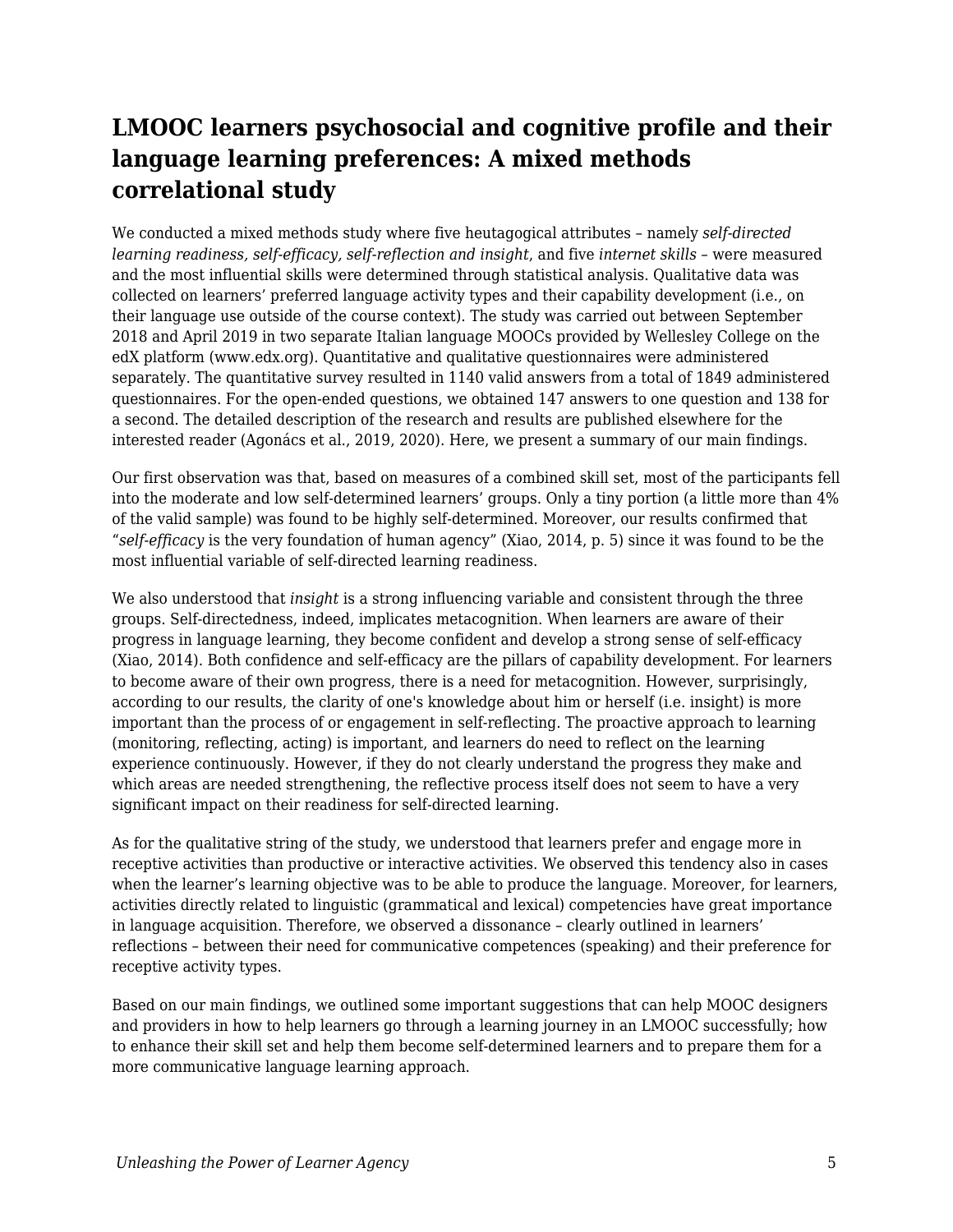## LMOOC learners psychosocial and cognitive profile and their language learning preferences: A mixed methods correlational study

We conducted a mixed methods study where five heutagogical attributes – namely *self-directed learning readiness, self-efficacy, self-reflection and insight*, and five *internet skills* – were measured and the most influential skills were determined through statistical analysis. Qualitative data was collected on learners' preferred language activity types and their capability development (i.e., on their language use outside of the course context). The study was carried out between September 2018 and April 2019 in two separate Italian language MOOCs provided by Wellesley College on the edX platform (www.edx.org). Quantitative and qualitative questionnaires were administered separately. The quantitative survey resulted in 1140 valid answers from a total of 1849 administered questionnaires. For the open-ended questions, we obtained 147 answers to one question and 138 for a second. The detailed description of the research and results are published elsewhere for the interested reader (Agonács et al., 2019, 2020). Here, we present a summary of our main findings.

Our first observation was that, based on measures of a combined skill set, most of the participants fell into the moderate and low self-determined learners' groups. Only a tiny portion (a little more than 4% of the valid sample) was found to be highly self-determined. Moreover, our results confirmed that "*self-efficacy* is the very foundation of human agency" (Xiao, 2014, p. 5) since it was found to be the most influential variable of self-directed learning readiness.

We also understood that *insight* is a strong influencing variable and consistent through the three groups. Self-directedness, indeed, implicates metacognition. When learners are aware of their progress in language learning, they become confident and develop a strong sense of self-efficacy (Xiao, 2014). Both confidence and self-efficacy are the pillars of capability development. For learners to become aware of their own progress, there is a need for metacognition. However, surprisingly, according to our results, the clarity of one's knowledge about him or herself (i.e. insight) is more important than the process of or engagement in self-reflecting. The proactive approach to learning (monitoring, reflecting, acting) is important, and learners do need to reflect on the learning experience continuously. However, if they do not clearly understand the progress they make and which areas are needed strengthening, the reflective process itself does not seem to have a very significant impact on their readiness for self-directed learning.

As for the qualitative string of the study, we understood that learners prefer and engage more in receptive activities than productive or interactive activities. We observed this tendency also in cases when the learner's learning objective was to be able to produce the language. Moreover, for learners, activities directly related to linguistic (grammatical and lexical) competencies have great importance in language acquisition. Therefore, we observed a dissonance – clearly outlined in learners' reflections – between their need for communicative competences (speaking) and their preference for receptive activity types.

Based on our main findings, we outlined some important suggestions that can help MOOC designers and providers in how to help learners go through a learning journey in an LMOOC successfully; how to enhance their skill set and help them become self-determined learners and to prepare them for a more communicative language learning approach.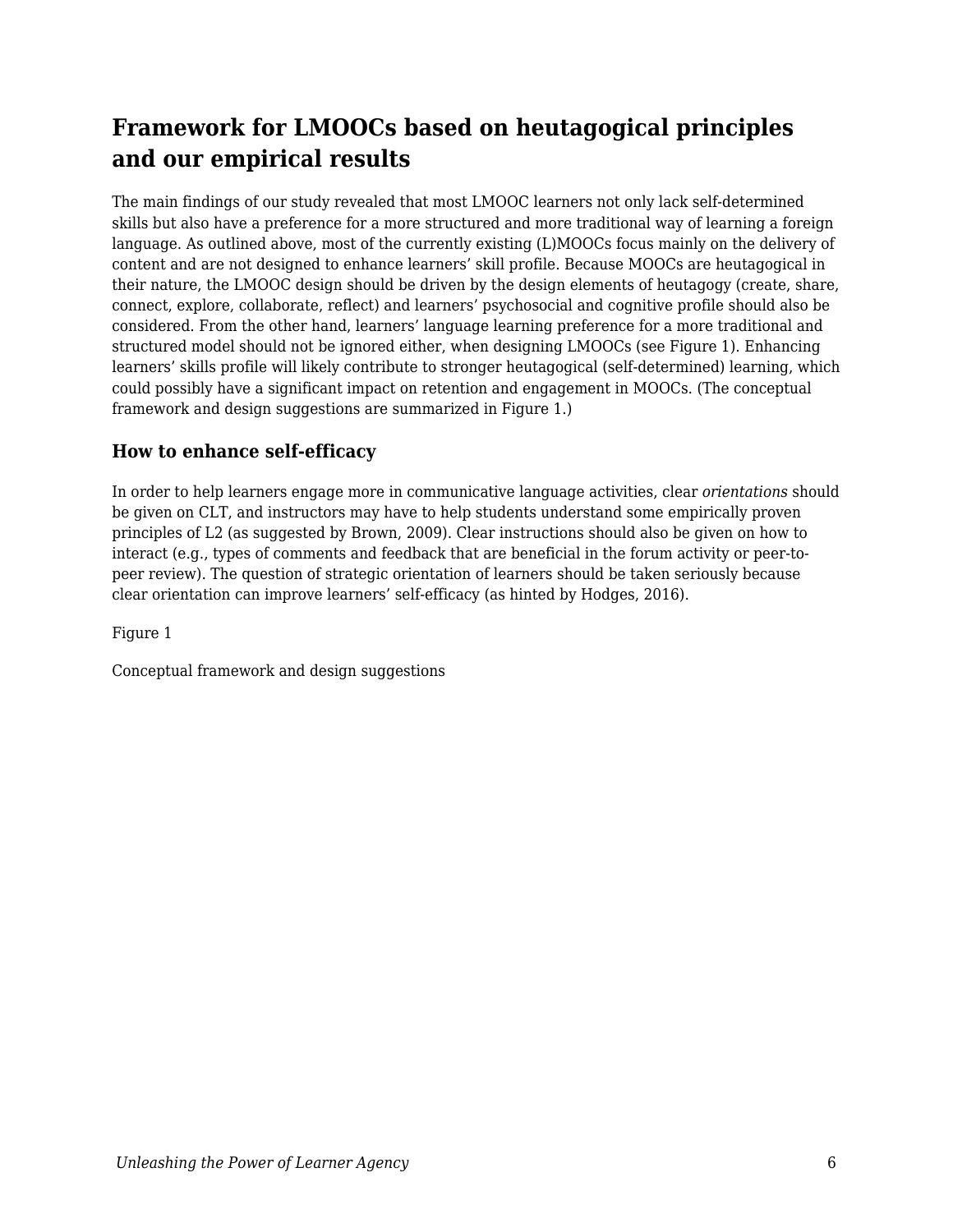## Framework for LMOOCs based on heutagogical principles and our empirical results

The main findings of our study revealed that most LMOOC learners not only lack self-determined skills but also have a preference for a more structured and more traditional way of learning a foreign language. As outlined above, most of the currently existing (L)MOOCs focus mainly on the delivery of content and are not designed to enhance learners' skill profile. Because MOOCs are heutagogical in their nature, the LMOOC design should be driven by the design elements of heutagogy (create, share, connect, explore, collaborate, reflect) and learners' psychosocial and cognitive profile should also be considered. From the other hand, learners' language learning preference for a more traditional and structured model should not be ignored either, when designing LMOOCs (see Figure 1). Enhancing learners' skills profile will likely contribute to stronger heutagogical (self-determined) learning, which could possibly have a significant impact on retention and engagement in MOOCs. (The conceptual framework and design suggestions are summarized in Figure 1.)

### How to enhance self-efficacy

In order to help learners engage more in communicative language activities, clear *orientations* should be given on CLT, and instructors may have to help students understand some empirically proven principles of L2 (as suggested by Brown, 2009). Clear instructions should also be given on how to interact (e.g., types of comments and feedback that are beneficial in the forum activity or peer-to-peer review). The question of strategic orientation of learners should be taken seriously because clear orientation can improve learners' self-efficacy (as hinted by Hodges, 2016).

Figure 1

Conceptual framework and design suggestions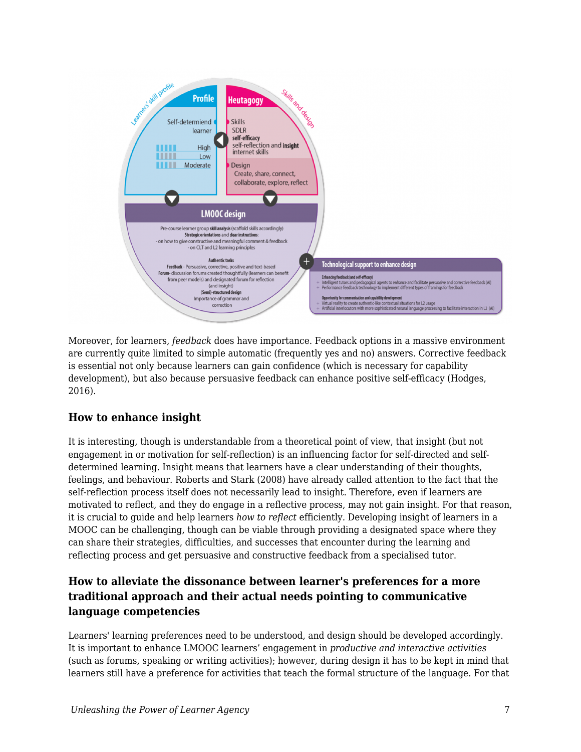Moreover, for learners, *feedback* does have importance. Feedback options in a massive environment are currently quite limited to simple automatic (frequently yes and no) answers. Corrective feedback is essential not only because learners can gain confidence (which is necessary for capability development), but also because persuasive feedback can enhance positive self-efficacy (Hodges, 2016).

### How to enhance insight

It is interesting, though is understandable from a theoretical point of view, that insight (but not engagement in or motivation for self-reflection) is an influencing factor for self-directed and self-determined learning. Insight means that learners have a clear understanding of their thoughts, feelings, and behaviour. Roberts and Stark (2008) have already called attention to the fact that the self-reflection process itself does not necessarily lead to insight. Therefore, even if learners are motivated to reflect, and they do engage in a reflective process, may not gain insight. For that reason, it is crucial to guide and help learners *how to reflect* efficiently. Developing insight of learners in a MOOC can be challenging, though can be viable through providing a designated space where they can share their strategies, difficulties, and successes that encounter during the learning and reflecting process and get persuasive and constructive feedback from a specialised tutor.

### How to alleviate the dissonance between learner's preferences for a more traditional approach and their actual needs pointing to communicative language competencies

Learners' learning preferences need to be understood, and design should be developed accordingly. It is important to enhance LMOOC learners' engagement in *productive and interactive activities* (such as forums, speaking or writing activities); however, during design it has to be kept in mind that learners still have a preference for activities that teach the formal structure of the language. For that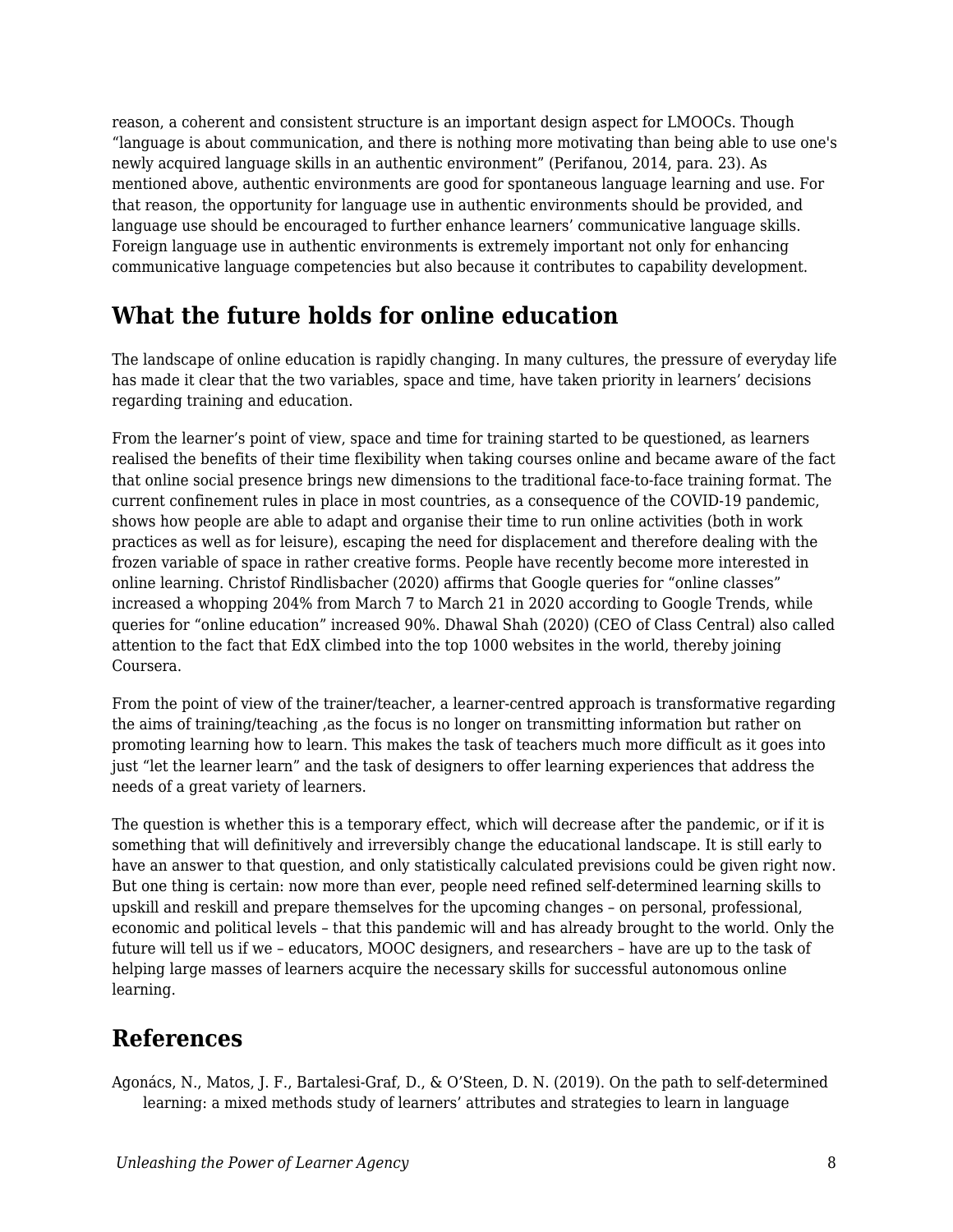reason, a coherent and consistent structure is an important design aspect for LMOOCs. Though "language is about communication, and there is nothing more motivating than being able to use one's newly acquired language skills in an authentic environment" (Perifanou, 2014, para. 23). As mentioned above, authentic environments are good for spontaneous language learning and use. For that reason, the opportunity for language use in authentic environments should be provided, and language use should be encouraged to further enhance learners' communicative language skills. Foreign language use in authentic environments is extremely important not only for enhancing communicative language competencies but also because it contributes to capability development.

## What the future holds for online education

The landscape of online education is rapidly changing. In many cultures, the pressure of everyday life has made it clear that the two variables, space and time, have taken priority in learners' decisions regarding training and education.

From the learner's point of view, space and time for training started to be questioned, as learners realised the benefits of their time flexibility when taking courses online and became aware of the fact that online social presence brings new dimensions to the traditional face-to-face training format. The current confinement rules in place in most countries, as a consequence of the COVID-19 pandemic, shows how people are able to adapt and organise their time to run online activities (both in work practices as well as for leisure), escaping the need for displacement and therefore dealing with the frozen variable of space in rather creative forms. People have recently become more interested in online learning. Christof Rindlisbacher (2020) affirms that Google queries for "online classes" increased a whopping 204% from March 7 to March 21 in 2020 according to Google Trends, while queries for "online education" increased 90%. Dhawal Shah (2020) (CEO of Class Central) also called attention to the fact that EdX climbed into the top 1000 websites in the world, thereby joining Coursera.

From the point of view of the trainer/teacher, a learner-centred approach is transformative regarding the aims of training/teaching ,as the focus is no longer on transmitting information but rather on promoting learning how to learn. This makes the task of teachers much more difficult as it goes into just "let the learner learn" and the task of designers to offer learning experiences that address the needs of a great variety of learners.

The question is whether this is a temporary effect, which will decrease after the pandemic, or if it is something that will definitively and irreversibly change the educational landscape. It is still early to have an answer to that question, and only statistically calculated previsions could be given right now. But one thing is certain: now more than ever, people need refined self-determined learning skills to upskill and reskill and prepare themselves for the upcoming changes – on personal, professional, economic and political levels – that this pandemic will and has already brought to the world. Only the future will tell us if we – educators, MOOC designers, and researchers – have are up to the task of helping large masses of learners acquire the necessary skills for successful autonomous online learning.

## References

Agonács, N., Matos, J. F., Bartalesi-Graf, D., & O'Steen, D. N. (2019). On the path to self-determined learning: a mixed methods study of learners' attributes and strategies to learn in language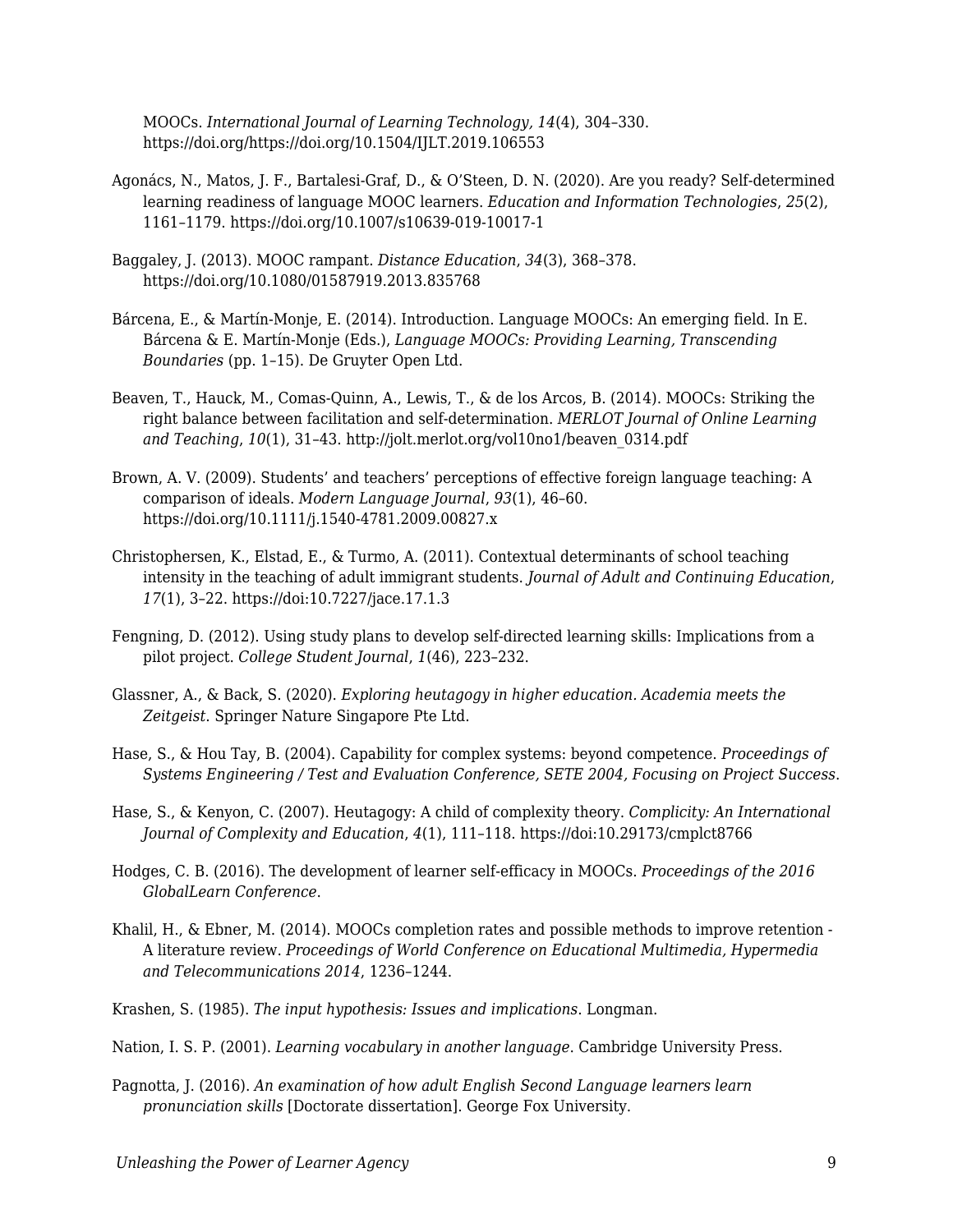MOOCs. *International Journal of Learning Technology, 14*(4), 304–330. https://doi.org/https://doi.org/10.1504/IJLT.2019.106553

Agonács, N., Matos, J. F., Bartalesi-Graf, D., & O'Steen, D. N. (2020). Are you ready? Self-determined learning readiness of language MOOC learners. *Education and Information Technologies*, *25*(2), 1161–1179. https://doi.org/10.1007/s10639-019-10017-1

Baggaley, J. (2013). MOOC rampant. *Distance Education*, *34*(3), 368–378. https://doi.org/10.1080/01587919.2013.835768

Bárcena, E., & Martín-Monje, E. (2014). Introduction. Language MOOCs: An emerging field. In E. Bárcena & E. Martín-Monje (Eds.), *Language MOOCs: Providing Learning, Transcending Boundaries* (pp. 1–15). De Gruyter Open Ltd.

Beaven, T., Hauck, M., Comas-Quinn, A., Lewis, T., & de los Arcos, B. (2014). MOOCs: Striking the right balance between facilitation and self-determination. *MERLOT Journal of Online Learning and Teaching*, *10*(1), 31–43. http://jolt.merlot.org/vol10no1/beaven_0314.pdf

Brown, A. V. (2009). Students' and teachers' perceptions of effective foreign language teaching: A comparison of ideals. *Modern Language Journal*, *93*(1), 46–60. https://doi.org/10.1111/j.1540-4781.2009.00827.x

Christophersen, K., Elstad, E., & Turmo, A. (2011). Contextual determinants of school teaching intensity in the teaching of adult immigrant students. *Journal of Adult and Continuing Education*, *17*(1), 3–22. https://doi:10.7227/jace.17.1.3

Fengning, D. (2012). Using study plans to develop self-directed learning skills: Implications from a pilot project. *College Student Journal*, *1*(46), 223–232.

Glassner, A., & Back, S. (2020). *Exploring heutagogy in higher education. Academia meets the Zeitgeist.* Springer Nature Singapore Pte Ltd.

Hase, S., & Hou Tay, B. (2004). Capability for complex systems: beyond competence. *Proceedings of Systems Engineering / Test and Evaluation Conference, SETE 2004, Focusing on Project Success.*

Hase, S., & Kenyon, C. (2007). Heutagogy: A child of complexity theory. *Complicity: An International Journal of Complexity and Education*, *4*(1), 111–118. https://doi:10.29173/cmplct8766

Hodges, C. B. (2016). The development of learner self-efficacy in MOOCs. *Proceedings of the 2016 GlobalLearn Conference*.

Khalil, H., & Ebner, M. (2014). MOOCs completion rates and possible methods to improve retention - A literature review. *Proceedings of World Conference on Educational Multimedia, Hypermedia and Telecommunications 2014*, 1236–1244.

Krashen, S. (1985). *The input hypothesis: Issues and implications*. Longman.

Nation, I. S. P. (2001). *Learning vocabulary in another language*. Cambridge University Press.

Pagnotta, J. (2016). *An examination of how adult English Second Language learners learn pronunciation skills* [Doctorate dissertation]. George Fox University.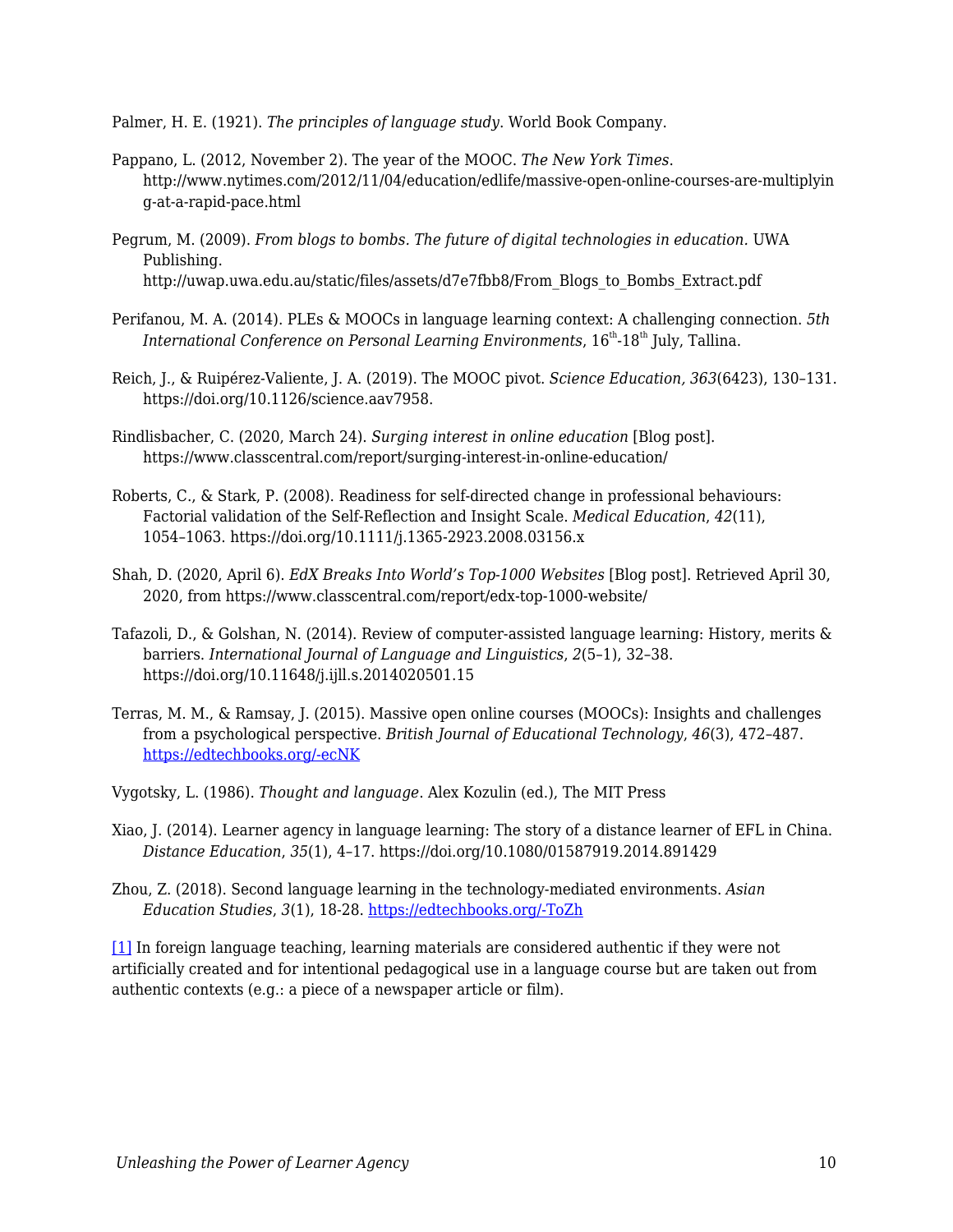Palmer, H. E. (1921). *The principles of language study*. World Book Company.

Pappano, L. (2012, November 2). The year of the MOOC. *The New York Times*. http://www.nytimes.com/2012/11/04/education/edlife/massive-open-online-courses-are-multiplying-at-a-rapid-pace.html

Pegrum, M. (2009). *From blogs to bombs. The future of digital technologies in education*. UWA Publishing. http://uwap.uwa.edu.au/static/files/assets/d7e7fbb8/From_Blogs_to_Bombs_Extract.pdf

Perifanou, M. A. (2014). PLEs & MOOCs in language learning context: A challenging connection. *5th International Conference on Personal Learning Environments*, 16th-18th July, Tallina.

Reich, J., & Ruipérez-Valiente, J. A. (2019). The MOOC pivot. *Science Education, 363*(6423), 130–131. https://doi.org/10.1126/science.aav7958.

Rindlisbacher, C. (2020, March 24). *Surging interest in online education* [Blog post]. https://www.classcentral.com/report/surging-interest-in-online-education/

Roberts, C., & Stark, P. (2008). Readiness for self-directed change in professional behaviours: Factorial validation of the Self-Reflection and Insight Scale. *Medical Education*, *42*(11), 1054–1063. https://doi.org/10.1111/j.1365-2923.2008.03156.x

Shah, D. (2020, April 6). *EdX Breaks Into World's Top-1000 Websites* [Blog post]. Retrieved April 30, 2020, from https://www.classcentral.com/report/edx-top-1000-website/

Tafazoli, D., & Golshan, N. (2014). Review of computer-assisted language learning: History, merits & barriers. *International Journal of Language and Linguistics*, *2*(5–1), 32–38. https://doi.org/10.11648/j.ijll.s.2014020501.15

Terras, M. M., & Ramsay, J. (2015). Massive open online courses (MOOCs): Insights and challenges from a psychological perspective. *British Journal of Educational Technology*, *46*(3), 472–487. https://edtechbooks.org/-ecNK

Vygotsky, L. (1986). *Thought and language*. Alex Kozulin (ed.), The MIT Press

Xiao, J. (2014). Learner agency in language learning: The story of a distance learner of EFL in China. *Distance Education*, *35*(1), 4–17. https://doi.org/10.1080/01587919.2014.891429

Zhou, Z. (2018). Second language learning in the technology-mediated environments. *Asian Education Studies*, *3*(1), 18-28. https://edtechbooks.org/-ToZh

[1] In foreign language teaching, learning materials are considered authentic if they were not artificially created and for intentional pedagogical use in a language course but are taken out from authentic contexts (e.g.: a piece of a newspaper article or film).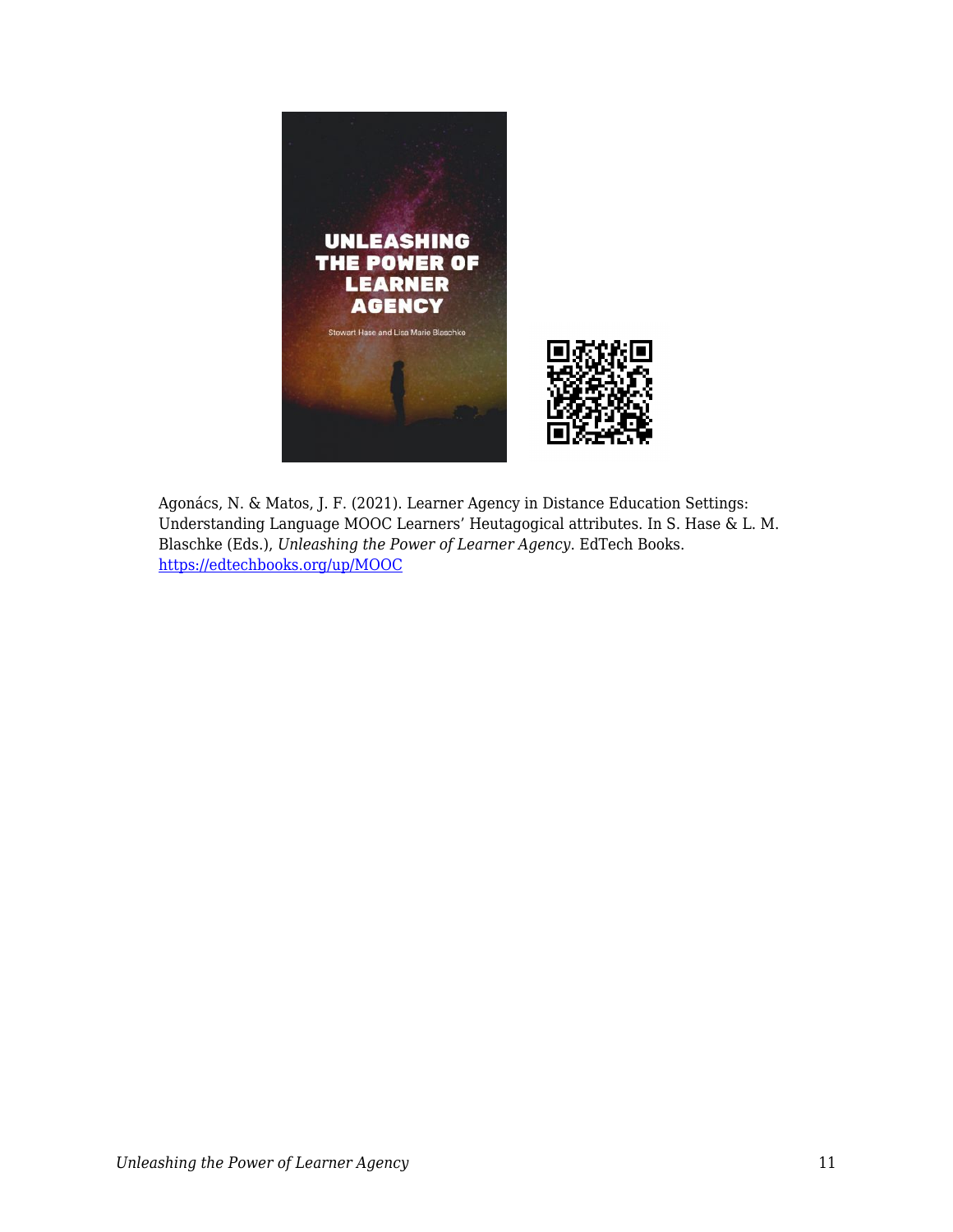Agonács, N. & Matos, J. F. (2021). Learner Agency in Distance Education Settings: Understanding Language MOOC Learners' Heutagogical attributes. In S. Hase & L. M. Blaschke (Eds.), *Unleashing the Power of Learner Agency*. EdTech Books. [https://edtechbooks.org/up/MOOC](https://edtechbooks.org/up/MOOC)